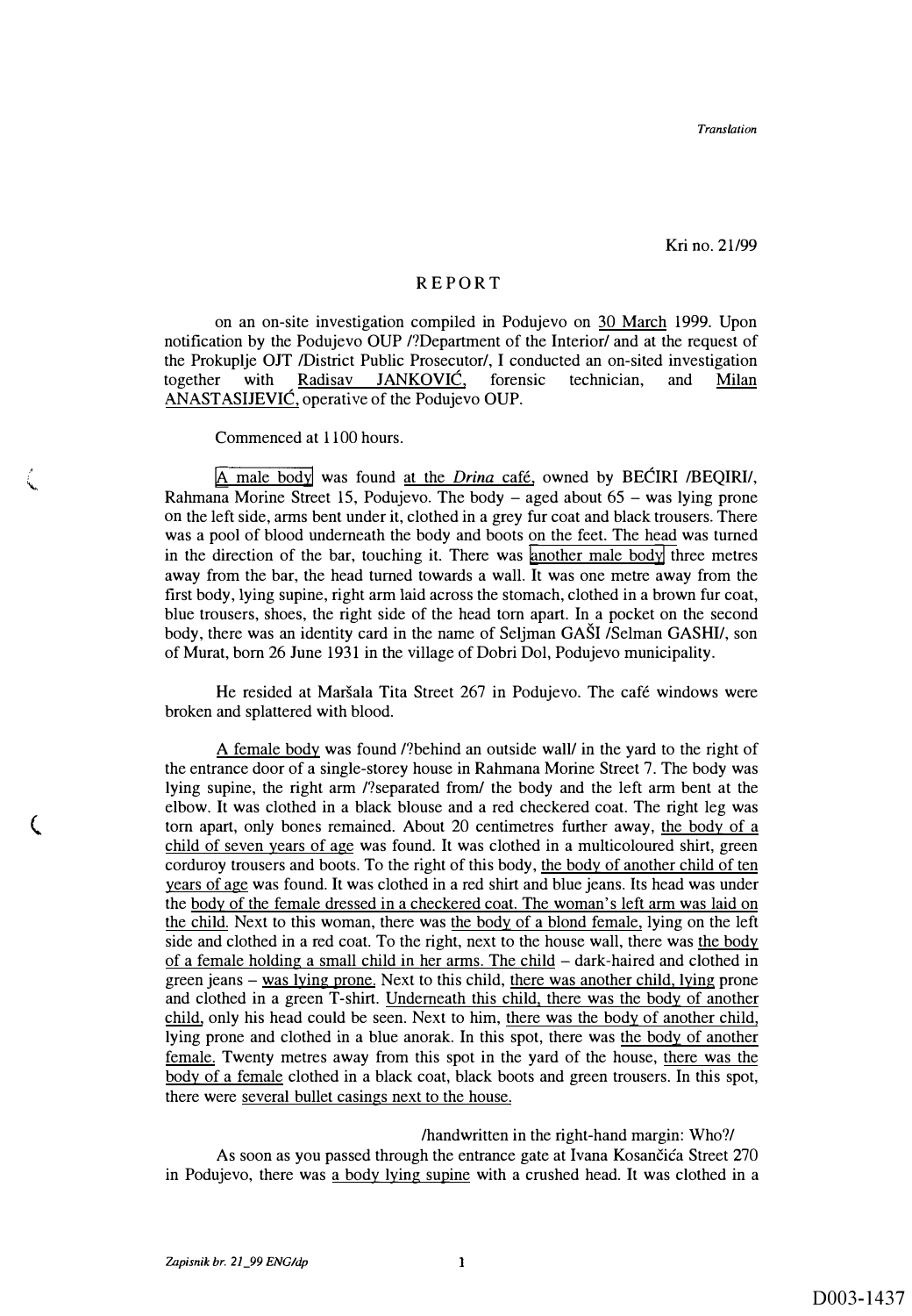*Translation*

Kri no. 21/99

# REPORT

on an on-site investigation compiled in Podujevo on 30 March 1999. Upon notification by the Podujevo OUP /?Department of the Interior/ and at the request of the Prokuplje OJT /District Public Prosecutor/, I conducted an on-sited investigation together with Radisav JANKOVIĆ, forensic technician, and Milan ANASTASIJEVIĆ, operative of the Podujevo OUP.

Commenced at 1100 hours.

A male body was found at the *Drina* café, owned by BEĆIRI /BEQIRI/, Rahmana Morine Street 15, Podujevo. The body – aged about 65 – was lying prone on the left side, arms bent under it, clothed in a grey fur coat and black trousers. There was a pool of blood underneath the body and boots on the feet. The head was turned in the direction of the bar, touching it. There was another male body three metres away from the bar, the head turned towards a wall. It was one metre away from the first body, lying supine, right arm laid across the stomach, clothed in a brown fur coat, blue trousers, shoes, the right side of the head torn apart. In a pocket on the second body, there was an identity card in the name of Seljman GAŠI /Selman GASHI/, son of Murat, born 26 June 1931 in the village of Dobri Dol, Podujevo municipality.

He resided at Maršala Tita Street 267 in Podujevo. The café windows were broken and splattered with blood.

A female body was found /?behind an outside wall/ in the yard to the right of the entrance door of a single-storey house in Rahmana Morine Street 7. The body was lying supine, the right arm /?separated from/ the body and the left arm bent at the elbow. It was clothed in a black blouse and a red checkered coat. The right leg was torn apart, only bones remained. About 20 centimetres further away, the body of a child of seven years of age was found. It was clothed in a multicoloured shirt, green corduroy trousers and boots. To the right of this body, the body of another child of ten years of age was found. It was clothed in a red shirt and blue jeans. Its head was under the body of the female dressed in a checkered coat. The woman's left arm was laid on the child. Next to this woman, there was the body of a blond female, lying on the left side and clothed in a red coat. To the right, next to the house wall, there was the body of a female holding a small child in her arms. The child – dark-haired and clothed in green jeans – was lying prone. Next to this child, there was another child, lying prone and clothed in a green T-shirt. Underneath this child, there was the body of another child, only his head could be seen. Next to him, there was the body of another child, lying prone and clothed in a blue anorak. In this spot, there was the body of another female. Twenty metres away from this spot in the yard of the house, there was the body of a female clothed in a black coat, black boots and green trousers. In this spot, there were several bullet casings next to the house.

/handwritten in the right-hand margin: Who?/

As soon as you passed through the entrance gate at Ivana Kosančića Street 270 in Podujevo, there was a body lying supine with a crushed head. It was clothed in a

*Zapisnik br. 21_99 ENG/dp*

D003-1437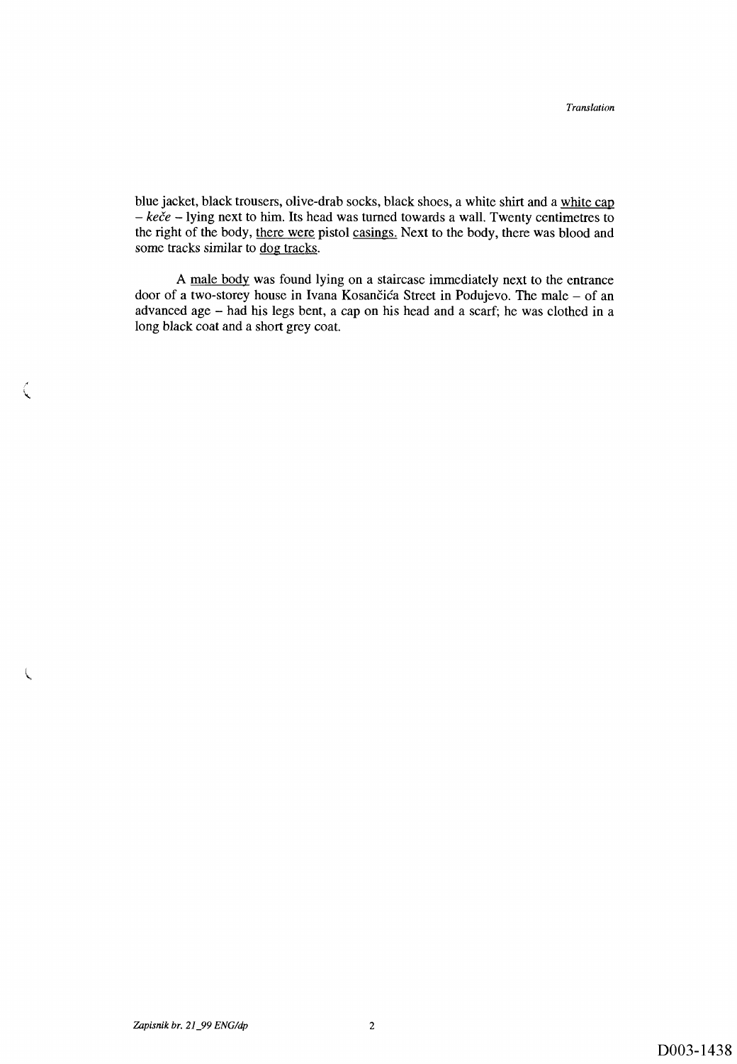blue jacket, black trousers, olive-drab socks, black shoes, a white shirt and a white cap – *keče* – lying next to him. Its head was turned towards a wall. Twenty centimetres to the right of the body, there were pistol casings. Next to the body, there was blood and some tracks similar to dog tracks.

A male body was found lying on a staircase immediately next to the entrance door of a two-storey house in Ivana Kosančića Street in Podujevo. The male – of an advanced age – had his legs bent, a cap on his head and a scarf; he was clothed in a long black coat and a short grey coat.